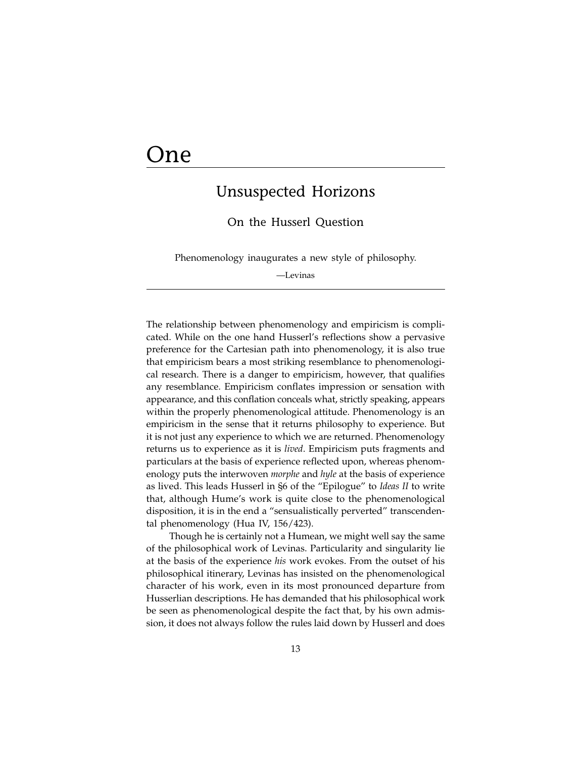# One

## Unsuspected Horizons

### On the Husserl Question

Phenomenology inaugurates a new style of philosophy.

—Levinas

The relationship between phenomenology and empiricism is complicated. While on the one hand Husserl's reflections show a pervasive preference for the Cartesian path into phenomenology, it is also true that empiricism bears a most striking resemblance to phenomenological research. There is a danger to empiricism, however, that qualifies any resemblance. Empiricism conflates impression or sensation with appearance, and this conflation conceals what, strictly speaking, appears within the properly phenomenological attitude. Phenomenology is an empiricism in the sense that it returns philosophy to experience. But it is not just any experience to which we are returned. Phenomenology returns us to experience as it is *lived*. Empiricism puts fragments and particulars at the basis of experience reflected upon, whereas phenomenology puts the interwoven *morphe* and *hyle* at the basis of experience as lived. This leads Husserl in §6 of the "Epilogue" to *Ideas II* to write that, although Hume's work is quite close to the phenomenological disposition, it is in the end a "sensualistically perverted" transcendental phenomenology (Hua IV, 156/423).

Though he is certainly not a Humean, we might well say the same of the philosophical work of Levinas. Particularity and singularity lie at the basis of the experience *his* work evokes. From the outset of his philosophical itinerary, Levinas has insisted on the phenomenological character of his work, even in its most pronounced departure from Husserlian descriptions. He has demanded that his philosophical work be seen as phenomenological despite the fact that, by his own admission, it does not always follow the rules laid down by Husserl and does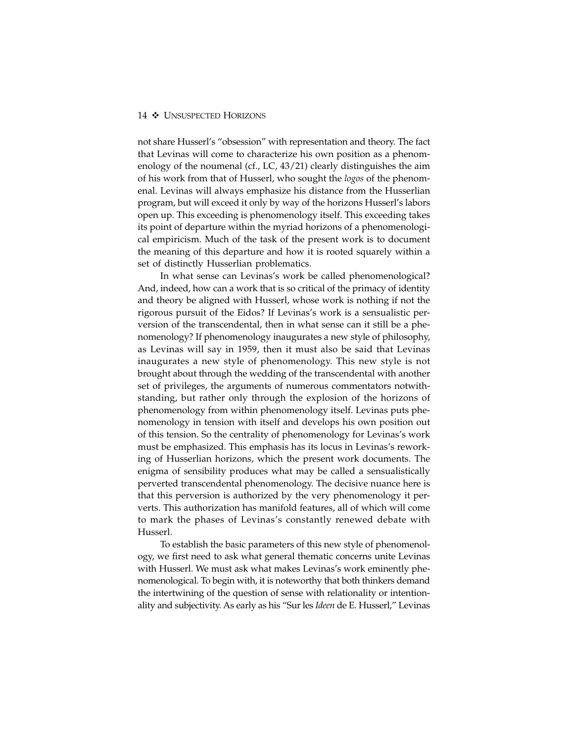not share Husserl's "obsession" with representation and theory. The fact that Levinas will come to characterize his own position as a phenomenology of the noumenal (cf., LC, 43/21) clearly distinguishes the aim of his work from that of Husserl, who sought the *logos* of the phenomenal. Levinas will always emphasize his distance from the Husserlian program, but will exceed it only by way of the horizons Husserl's labors open up. This exceeding is phenomenology itself. This exceeding takes its point of departure within the myriad horizons of a phenomenological empiricism. Much of the task of the present work is to document the meaning of this departure and how it is rooted squarely within a set of distinctly Husserlian problematics.

In what sense can Levinas's work be called phenomenological? And, indeed, how can a work that is so critical of the primacy of identity and theory be aligned with Husserl, whose work is nothing if not the rigorous pursuit of the Eidos? If Levinas's work is a sensualistic perversion of the transcendental, then in what sense can it still be a phenomenology? If phenomenology inaugurates a new style of philosophy, as Levinas will say in 1959, then it must also be said that Levinas inaugurates a new style of phenomenology. This new style is not brought about through the wedding of the transcendental with another set of privileges, the arguments of numerous commentators notwithstanding, but rather only through the explosion of the horizons of phenomenology from within phenomenology itself. Levinas puts phenomenology in tension with itself and develops his own position out of this tension. So the centrality of phenomenology for Levinas's work must be emphasized. This emphasis has its locus in Levinas's reworking of Husserlian horizons, which the present work documents. The enigma of sensibility produces what may be called a sensualistically perverted transcendental phenomenology. The decisive nuance here is that this perversion is authorized by the very phenomenology it perverts. This authorization has manifold features, all of which will come to mark the phases of Levinas's constantly renewed debate with Husserl.

To establish the basic parameters of this new style of phenomenology, we first need to ask what general thematic concerns unite Levinas with Husserl. We must ask what makes Levinas's work eminently phenomenological. To begin with, it is noteworthy that both thinkers demand the intertwining of the question of sense with relationality or intentionality and subjectivity. As early as his "Sur les *Ideen* de E. Husserl," Levinas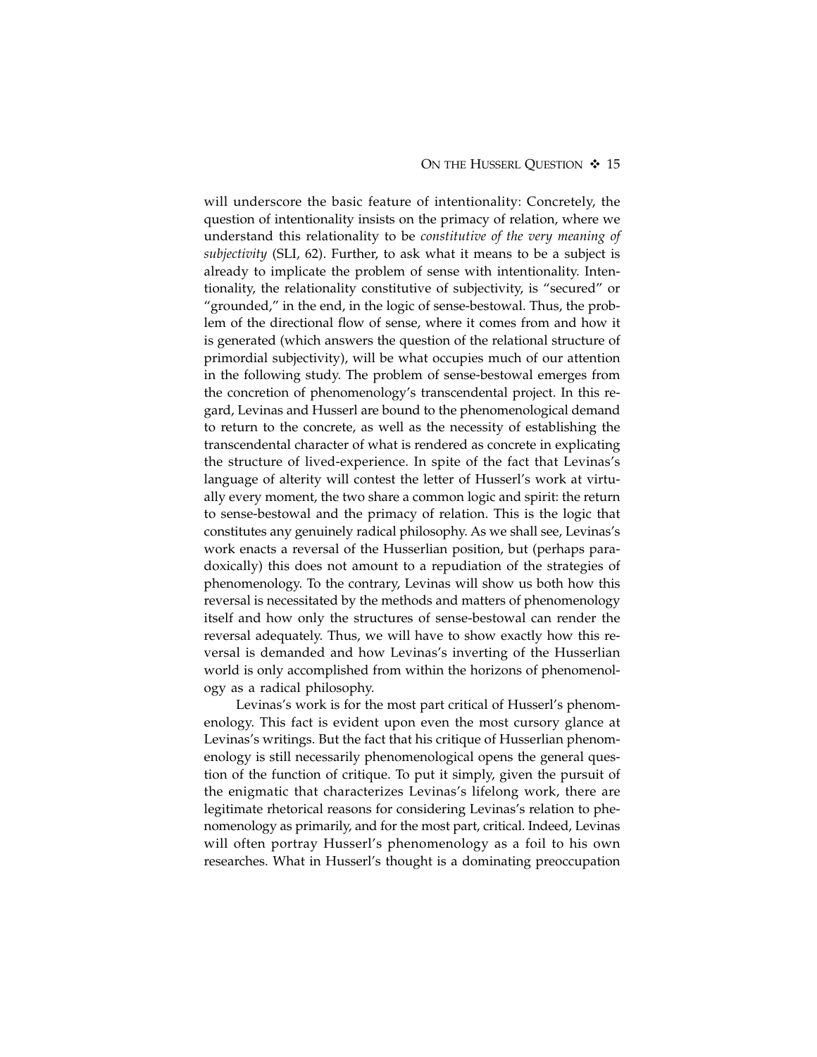will underscore the basic feature of intentionality: Concretely, the question of intentionality insists on the primacy of relation, where we understand this relationality to be *constitutive of the very meaning of subjectivity* (SLI, 62). Further, to ask what it means to be a subject is already to implicate the problem of sense with intentionality. Intentionality, the relationality constitutive of subjectivity, is "secured" or "grounded," in the end, in the logic of sense-bestowal. Thus, the problem of the directional flow of sense, where it comes from and how it is generated (which answers the question of the relational structure of primordial subjectivity), will be what occupies much of our attention in the following study. The problem of sense-bestowal emerges from the concretion of phenomenology's transcendental project. In this regard, Levinas and Husserl are bound to the phenomenological demand to return to the concrete, as well as the necessity of establishing the transcendental character of what is rendered as concrete in explicating the structure of lived-experience. In spite of the fact that Levinas's language of alterity will contest the letter of Husserl's work at virtually every moment, the two share a common logic and spirit: the return to sense-bestowal and the primacy of relation. This is the logic that constitutes any genuinely radical philosophy. As we shall see, Levinas's work enacts a reversal of the Husserlian position, but (perhaps paradoxically) this does not amount to a repudiation of the strategies of phenomenology. To the contrary, Levinas will show us both how this reversal is necessitated by the methods and matters of phenomenology itself and how only the structures of sense-bestowal can render the reversal adequately. Thus, we will have to show exactly how this reversal is demanded and how Levinas's inverting of the Husserlian world is only accomplished from within the horizons of phenomenology as a radical philosophy.

Levinas's work is for the most part critical of Husserl's phenomenology. This fact is evident upon even the most cursory glance at Levinas's writings. But the fact that his critique of Husserlian phenomenology is still necessarily phenomenological opens the general question of the function of critique. To put it simply, given the pursuit of the enigmatic that characterizes Levinas's lifelong work, there are legitimate rhetorical reasons for considering Levinas's relation to phenomenology as primarily, and for the most part, critical. Indeed, Levinas will often portray Husserl's phenomenology as a foil to his own researches. What in Husserl's thought is a dominating preoccupation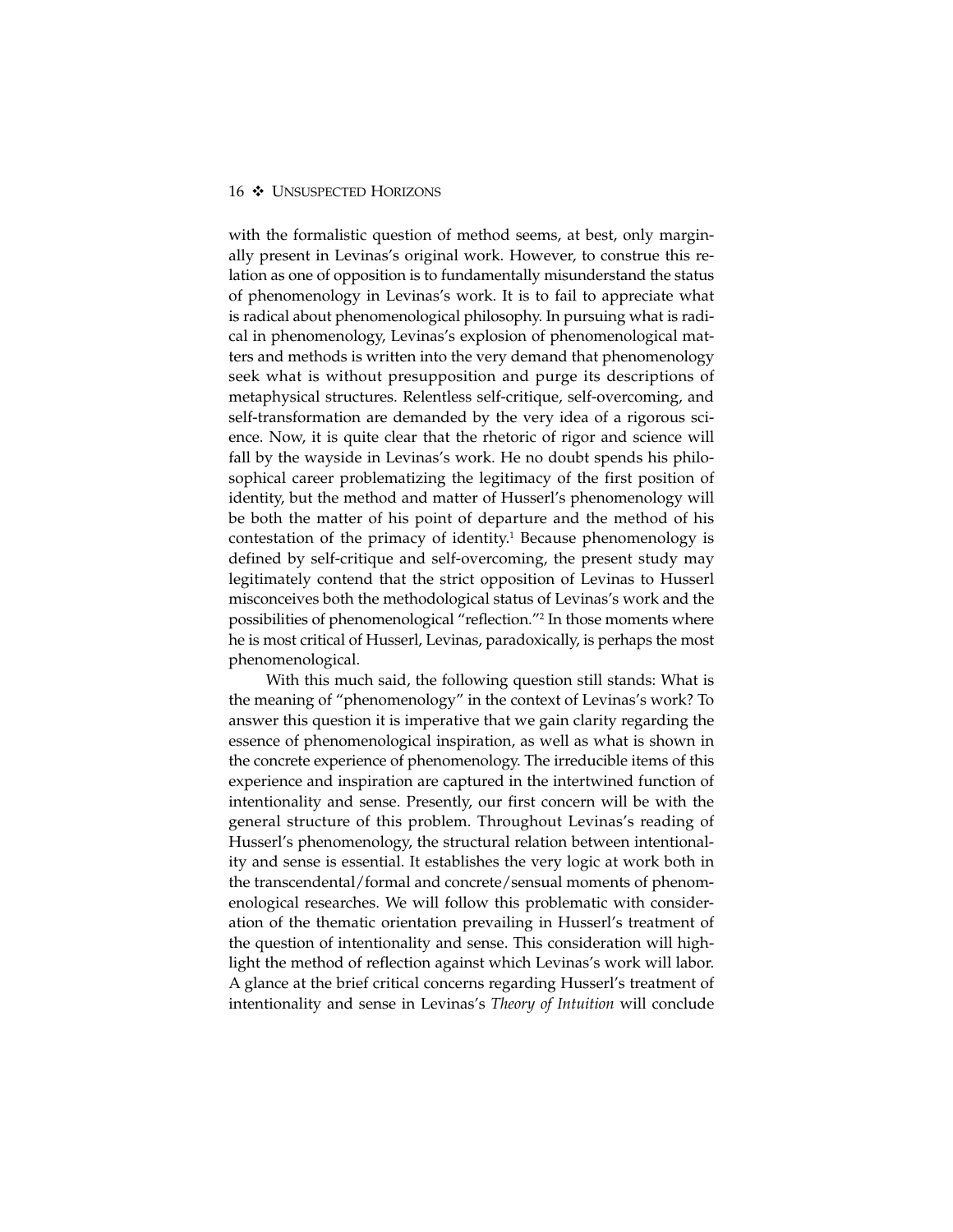with the formalistic question of method seems, at best, only marginally present in Levinas's original work. However, to construe this relation as one of opposition is to fundamentally misunderstand the status of phenomenology in Levinas's work. It is to fail to appreciate what is radical about phenomenological philosophy. In pursuing what is radical in phenomenology, Levinas's explosion of phenomenological matters and methods is written into the very demand that phenomenology seek what is without presupposition and purge its descriptions of metaphysical structures. Relentless self-critique, self-overcoming, and self-transformation are demanded by the very idea of a rigorous science. Now, it is quite clear that the rhetoric of rigor and science will fall by the wayside in Levinas's work. He no doubt spends his philosophical career problematizing the legitimacy of the first position of identity, but the method and matter of Husserl's phenomenology will be both the matter of his point of departure and the method of his contestation of the primacy of identity.[1] Because phenomenology is defined by self-critique and self-overcoming, the present study may legitimately contend that the strict opposition of Levinas to Husserl misconceives both the methodological status of Levinas's work and the possibilities of phenomenological "reflection."[2] In those moments where he is most critical of Husserl, Levinas, paradoxically, is perhaps the most phenomenological.

With this much said, the following question still stands: What is the meaning of "phenomenology" in the context of Levinas's work? To answer this question it is imperative that we gain clarity regarding the essence of phenomenological inspiration, as well as what is shown in the concrete experience of phenomenology. The irreducible items of this experience and inspiration are captured in the intertwined function of intentionality and sense. Presently, our first concern will be with the general structure of this problem. Throughout Levinas's reading of Husserl's phenomenology, the structural relation between intentionality and sense is essential. It establishes the very logic at work both in the transcendental/formal and concrete/sensual moments of phenomenological researches. We will follow this problematic with consideration of the thematic orientation prevailing in Husserl's treatment of the question of intentionality and sense. This consideration will highlight the method of reflection against which Levinas's work will labor. A glance at the brief critical concerns regarding Husserl's treatment of intentionality and sense in Levinas's *Theory of Intuition* will conclude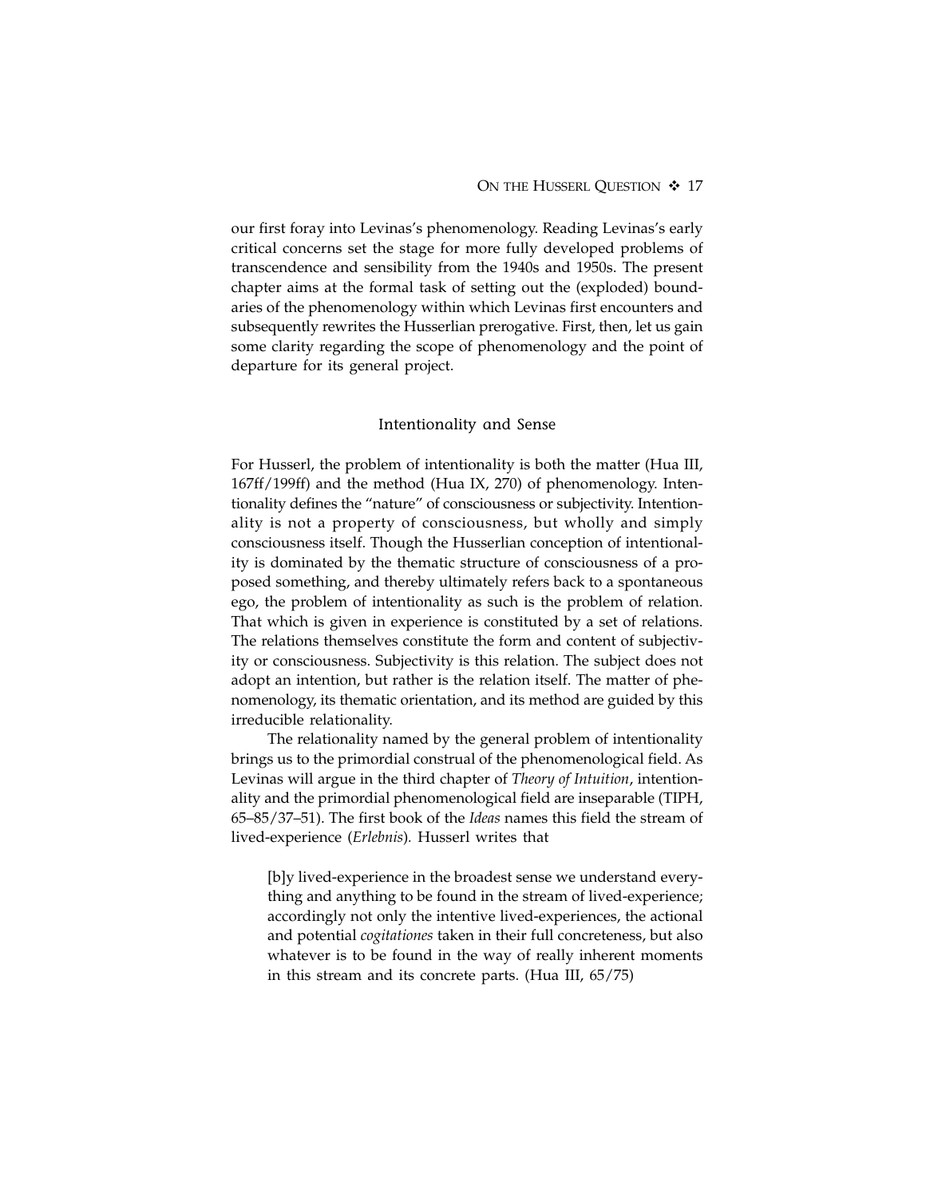our first foray into Levinas's phenomenology. Reading Levinas's early critical concerns set the stage for more fully developed problems of transcendence and sensibility from the 1940s and 1950s. The present chapter aims at the formal task of setting out the (exploded) boundaries of the phenomenology within which Levinas first encounters and subsequently rewrites the Husserlian prerogative. First, then, let us gain some clarity regarding the scope of phenomenology and the point of departure for its general project.

## Intentionality and Sense

For Husserl, the problem of intentionality is both the matter (Hua III, 167ff/199ff) and the method (Hua IX, 270) of phenomenology. Intentionality defines the "nature" of consciousness or subjectivity. Intentionality is not a property of consciousness, but wholly and simply consciousness itself. Though the Husserlian conception of intentionality is dominated by the thematic structure of consciousness of a proposed something, and thereby ultimately refers back to a spontaneous ego, the problem of intentionality as such is the problem of relation. That which is given in experience is constituted by a set of relations. The relations themselves constitute the form and content of subjectivity or consciousness. Subjectivity is this relation. The subject does not adopt an intention, but rather is the relation itself. The matter of phenomenology, its thematic orientation, and its method are guided by this irreducible relationality.

The relationality named by the general problem of intentionality brings us to the primordial construal of the phenomenological field. As Levinas will argue in the third chapter of *Theory of Intuition*, intentionality and the primordial phenomenological field are inseparable (TIPH, 65–85/37–51). The first book of the *Ideas* names this field the stream of lived-experience (*Erlebnis*). Husserl writes that

> [b]y lived-experience in the broadest sense we understand everything and anything to be found in the stream of lived-experience; accordingly not only the intentive lived-experiences, the actional and potential *cogitationes* taken in their full concreteness, but also whatever is to be found in the way of really inherent moments in this stream and its concrete parts. (Hua III, 65/75)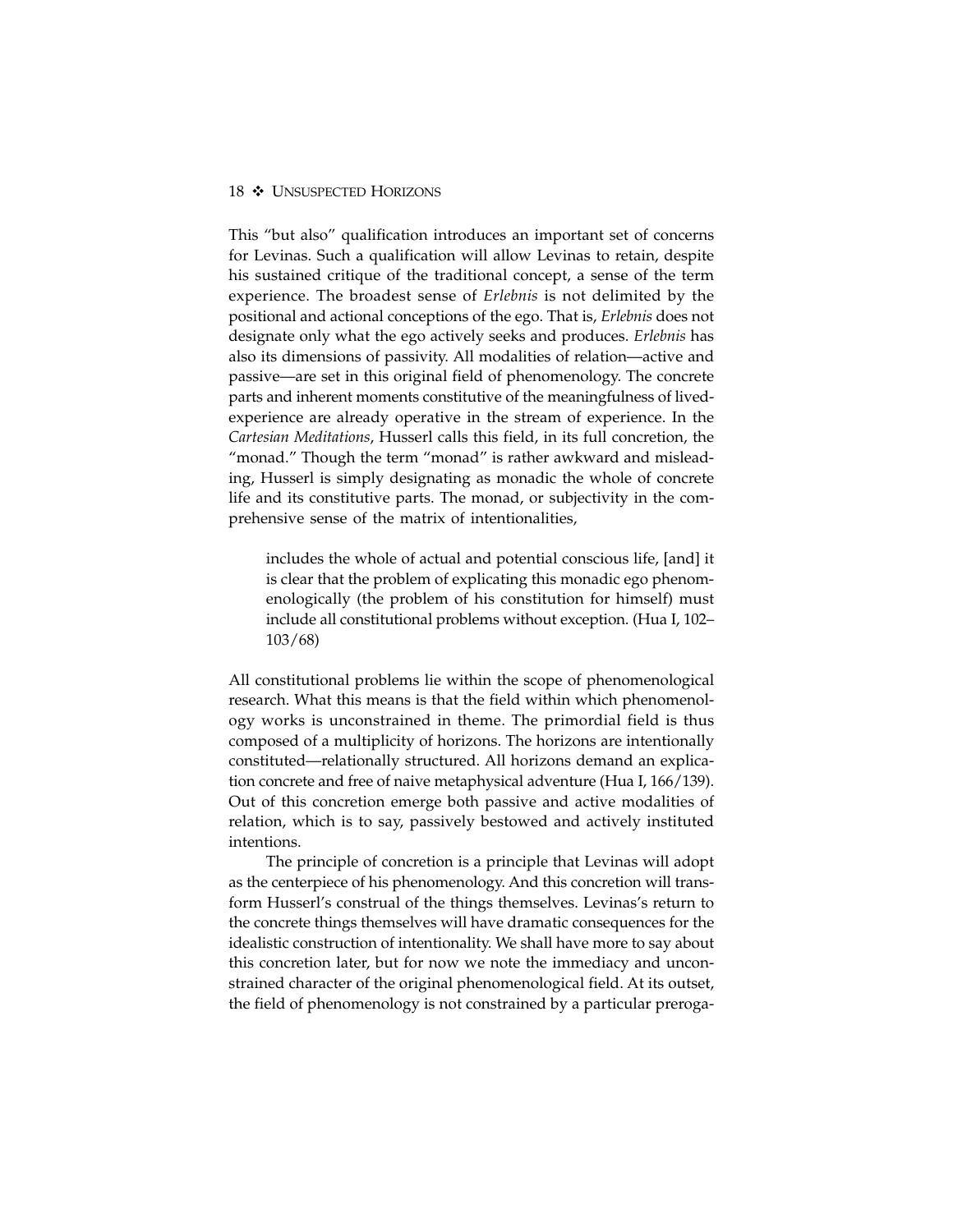This "but also" qualification introduces an important set of concerns for Levinas. Such a qualification will allow Levinas to retain, despite his sustained critique of the traditional concept, a sense of the term experience. The broadest sense of *Erlebnis* is not delimited by the positional and actional conceptions of the ego. That is, *Erlebnis* does not designate only what the ego actively seeks and produces. *Erlebnis* has also its dimensions of passivity. All modalities of relation—active and passive—are set in this original field of phenomenology. The concrete parts and inherent moments constitutive of the meaningfulness of lived-experience are already operative in the stream of experience. In the *Cartesian Meditations*, Husserl calls this field, in its full concretion, the "monad." Though the term "monad" is rather awkward and misleading, Husserl is simply designating as monadic the whole of concrete life and its constitutive parts. The monad, or subjectivity in the comprehensive sense of the matrix of intentionalities,

> includes the whole of actual and potential conscious life, [and] it is clear that the problem of explicating this monadic ego phenomenologically (the problem of his constitution for himself) must include all constitutional problems without exception. (Hua I, 102–103/68)

All constitutional problems lie within the scope of phenomenological research. What this means is that the field within which phenomenology works is unconstrained in theme. The primordial field is thus composed of a multiplicity of horizons. The horizons are intentionally constituted—relationally structured. All horizons demand an explication concrete and free of naive metaphysical adventure (Hua I, 166/139). Out of this concretion emerge both passive and active modalities of relation, which is to say, passively bestowed and actively instituted intentions.

The principle of concretion is a principle that Levinas will adopt as the centerpiece of his phenomenology. And this concretion will transform Husserl's construal of the things themselves. Levinas's return to the concrete things themselves will have dramatic consequences for the idealistic construction of intentionality. We shall have more to say about this concretion later, but for now we note the immediacy and unconstrained character of the original phenomenological field. At its outset, the field of phenomenology is not constrained by a particular preroga-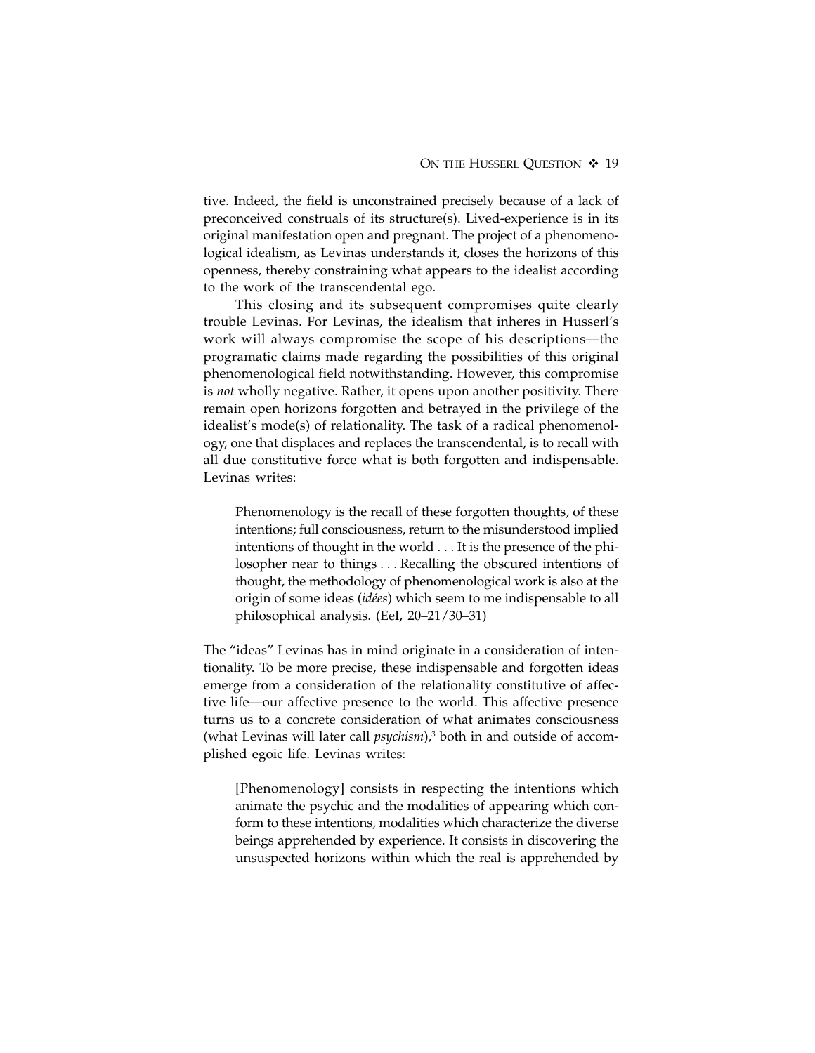tive. Indeed, the field is unconstrained precisely because of a lack of preconceived construals of its structure(s). Lived-experience is in its original manifestation open and pregnant. The project of a phenomenological idealism, as Levinas understands it, closes the horizons of this openness, thereby constraining what appears to the idealist according to the work of the transcendental ego.

This closing and its subsequent compromises quite clearly trouble Levinas. For Levinas, the idealism that inheres in Husserl's work will always compromise the scope of his descriptions—the programatic claims made regarding the possibilities of this original phenomenological field notwithstanding. However, this compromise is *not* wholly negative. Rather, it opens upon another positivity. There remain open horizons forgotten and betrayed in the privilege of the idealist's mode(s) of relationality. The task of a radical phenomenology, one that displaces and replaces the transcendental, is to recall with all due constitutive force what is both forgotten and indispensable. Levinas writes:

> Phenomenology is the recall of these forgotten thoughts, of these intentions; full consciousness, return to the misunderstood implied intentions of thought in the world . . . It is the presence of the philosopher near to things . . . Recalling the obscured intentions of thought, the methodology of phenomenological work is also at the origin of some ideas (*idées*) which seem to me indispensable to all philosophical analysis. (EeI, 20–21/30–31)

The "ideas" Levinas has in mind originate in a consideration of intentionality. To be more precise, these indispensable and forgotten ideas emerge from a consideration of the relationality constitutive of affective life—our affective presence to the world. This affective presence turns us to a concrete consideration of what animates consciousness (what Levinas will later call *psychism*),[3] both in and outside of accomplished egoic life. Levinas writes:

> [Phenomenology] consists in respecting the intentions which animate the psychic and the modalities of appearing which conform to these intentions, modalities which characterize the diverse beings apprehended by experience. It consists in discovering the unsuspected horizons within which the real is apprehended by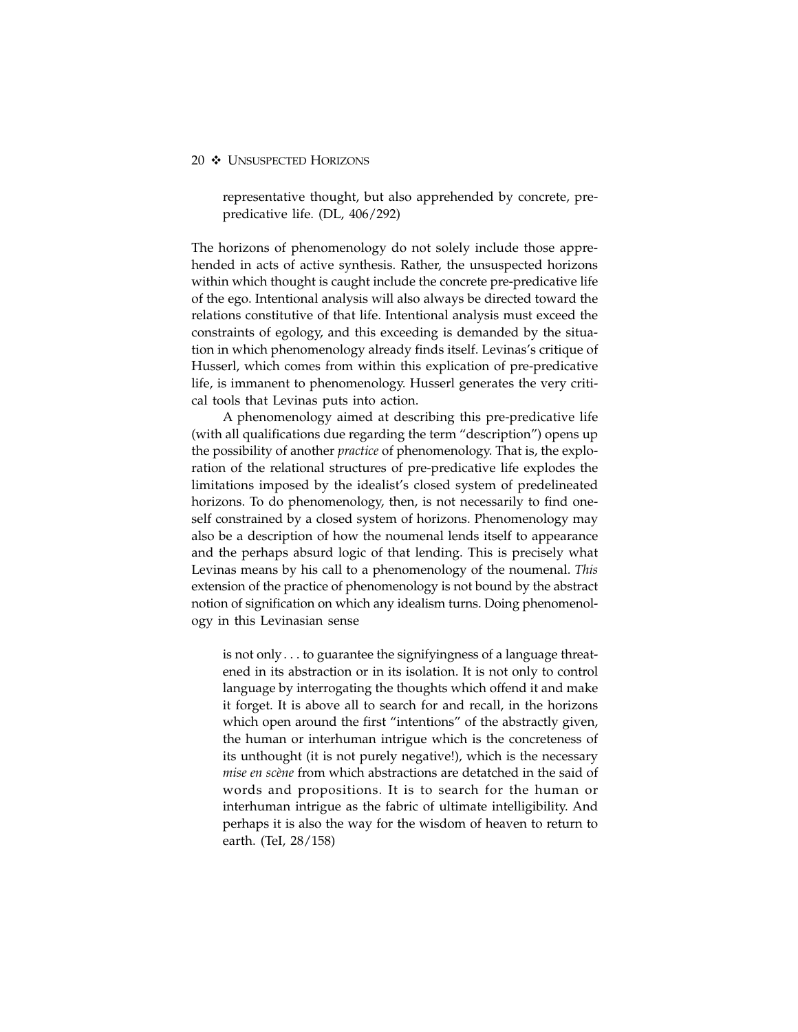> representative thought, but also apprehended by concrete, pre-predicative life. (DL, 406/292)

The horizons of phenomenology do not solely include those apprehended in acts of active synthesis. Rather, the unsuspected horizons within which thought is caught include the concrete pre-predicative life of the ego. Intentional analysis will also always be directed toward the relations constitutive of that life. Intentional analysis must exceed the constraints of egology, and this exceeding is demanded by the situation in which phenomenology already finds itself. Levinas's critique of Husserl, which comes from within this explication of pre-predicative life, is immanent to phenomenology. Husserl generates the very critical tools that Levinas puts into action.

A phenomenology aimed at describing this pre-predicative life (with all qualifications due regarding the term "description") opens up the possibility of another *practice* of phenomenology. That is, the exploration of the relational structures of pre-predicative life explodes the limitations imposed by the idealist's closed system of predelineated horizons. To do phenomenology, then, is not necessarily to find oneself constrained by a closed system of horizons. Phenomenology may also be a description of how the noumenal lends itself to appearance and the perhaps absurd logic of that lending. This is precisely what Levinas means by his call to a phenomenology of the noumenal. *This* extension of the practice of phenomenology is not bound by the abstract notion of signification on which any idealism turns. Doing phenomenology in this Levinasian sense

> is not only . . . to guarantee the signifyingness of a language threatened in its abstraction or in its isolation. It is not only to control language by interrogating the thoughts which offend it and make it forget. It is above all to search for and recall, in the horizons which open around the first "intentions" of the abstractly given, the human or interhuman intrigue which is the concreteness of its unthought (it is not purely negative!), which is the necessary *mise en scène* from which abstractions are detatched in the said of words and propositions. It is to search for the human or interhuman intrigue as the fabric of ultimate intelligibility. And perhaps it is also the way for the wisdom of heaven to return to earth. (TeI, 28/158)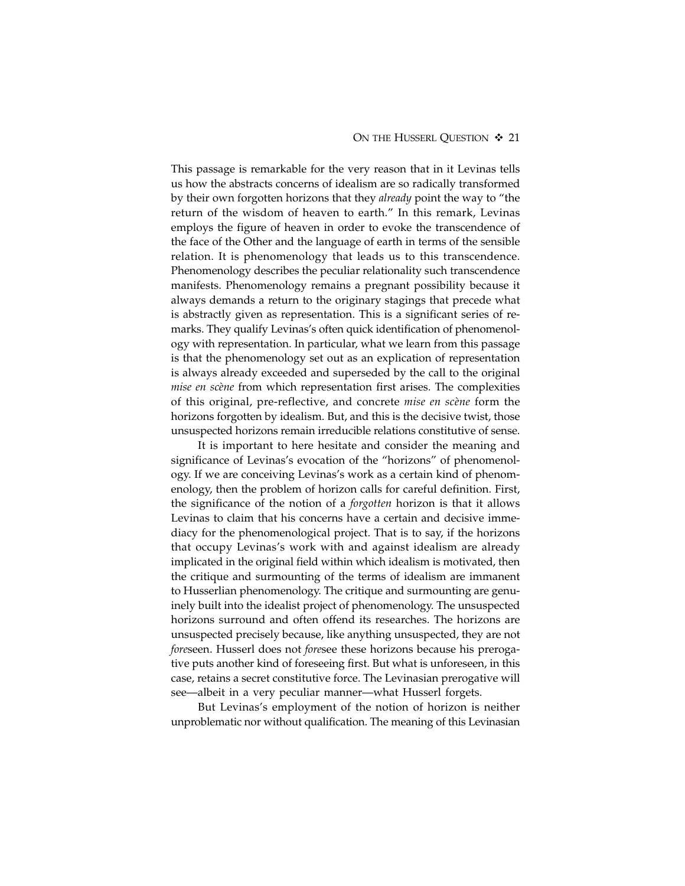This passage is remarkable for the very reason that in it Levinas tells us how the abstracts concerns of idealism are so radically transformed by their own forgotten horizons that they *already* point the way to "the return of the wisdom of heaven to earth." In this remark, Levinas employs the figure of heaven in order to evoke the transcendence of the face of the Other and the language of earth in terms of the sensible relation. It is phenomenology that leads us to this transcendence. Phenomenology describes the peculiar relationality such transcendence manifests. Phenomenology remains a pregnant possibility because it always demands a return to the originary stagings that precede what is abstractly given as representation. This is a significant series of remarks. They qualify Levinas's often quick identification of phenomenology with representation. In particular, what we learn from this passage is that the phenomenology set out as an explication of representation is always already exceeded and superseded by the call to the original *mise en scène* from which representation first arises. The complexities of this original, pre-reflective, and concrete *mise en scène* form the horizons forgotten by idealism. But, and this is the decisive twist, those unsuspected horizons remain irreducible relations constitutive of sense.

It is important to here hesitate and consider the meaning and significance of Levinas's evocation of the "horizons" of phenomenology. If we are conceiving Levinas's work as a certain kind of phenomenology, then the problem of horizon calls for careful definition. First, the significance of the notion of a *forgotten* horizon is that it allows Levinas to claim that his concerns have a certain and decisive immediacy for the phenomenological project. That is to say, if the horizons that occupy Levinas's work with and against idealism are already implicated in the original field within which idealism is motivated, then the critique and surmounting of the terms of idealism are immanent to Husserlian phenomenology. The critique and surmounting are genuinely built into the idealist project of phenomenology. The unsuspected horizons surround and often offend its researches. The horizons are unsuspected precisely because, like anything unsuspected, they are not *fore*seen. Husserl does not *fore*see these horizons because his prerogative puts another kind of foreseeing first. But what is unforeseen, in this case, retains a secret constitutive force. The Levinasian prerogative will see—albeit in a very peculiar manner—what Husserl forgets.

But Levinas's employment of the notion of horizon is neither unproblematic nor without qualification. The meaning of this Levinasian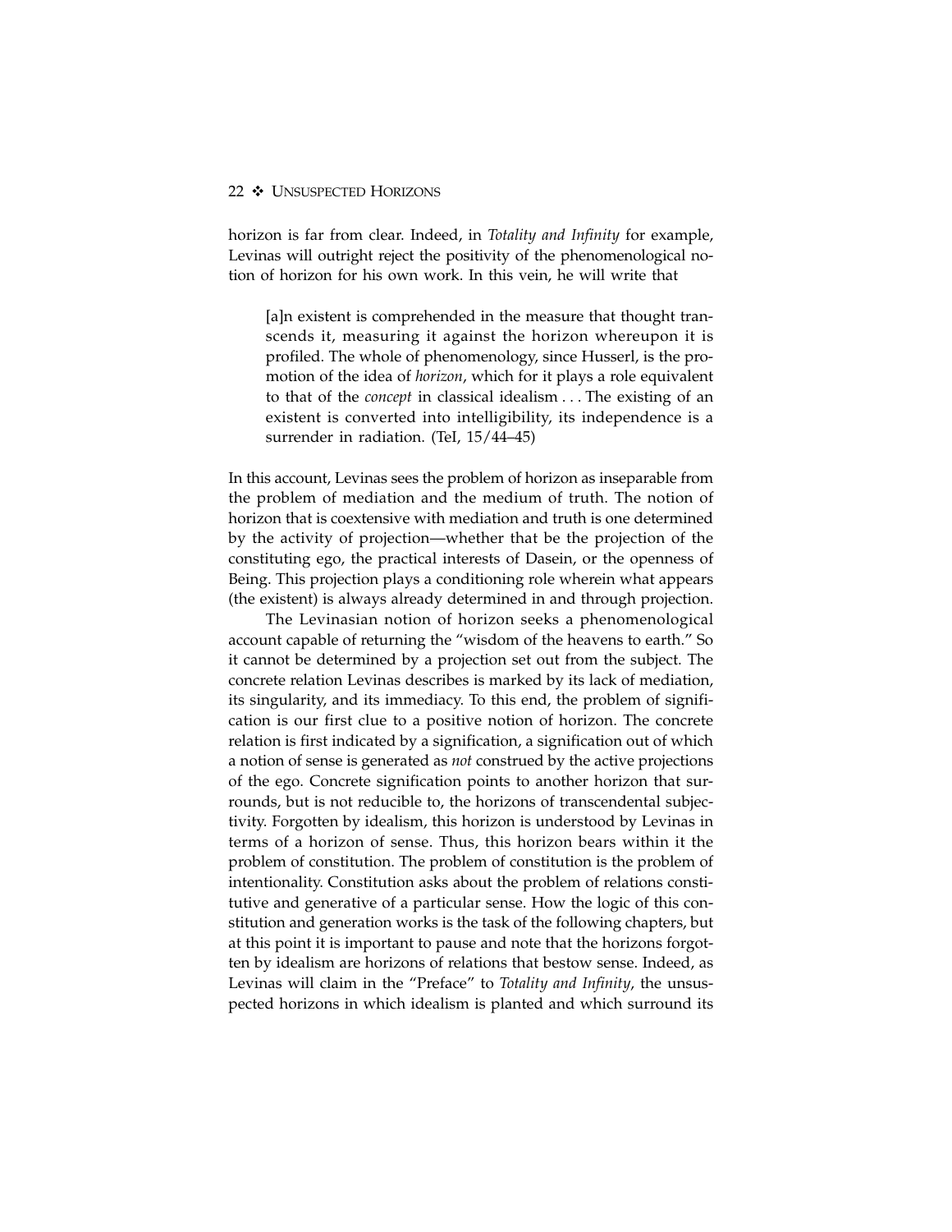horizon is far from clear. Indeed, in *Totality and Infinity* for example, Levinas will outright reject the positivity of the phenomenological notion of horizon for his own work. In this vein, he will write that

> [a]n existent is comprehended in the measure that thought transcends it, measuring it against the horizon whereupon it is profiled. The whole of phenomenology, since Husserl, is the promotion of the idea of *horizon*, which for it plays a role equivalent to that of the *concept* in classical idealism . . . The existing of an existent is converted into intelligibility, its independence is a surrender in radiation. (TeI, 15/44–45)

In this account, Levinas sees the problem of horizon as inseparable from the problem of mediation and the medium of truth. The notion of horizon that is coextensive with mediation and truth is one determined by the activity of projection—whether that be the projection of the constituting ego, the practical interests of Dasein, or the openness of Being. This projection plays a conditioning role wherein what appears (the existent) is always already determined in and through projection.

The Levinasian notion of horizon seeks a phenomenological account capable of returning the "wisdom of the heavens to earth." So it cannot be determined by a projection set out from the subject. The concrete relation Levinas describes is marked by its lack of mediation, its singularity, and its immediacy. To this end, the problem of signification is our first clue to a positive notion of horizon. The concrete relation is first indicated by a signification, a signification out of which a notion of sense is generated as *not* construed by the active projections of the ego. Concrete signification points to another horizon that surrounds, but is not reducible to, the horizons of transcendental subjectivity. Forgotten by idealism, this horizon is understood by Levinas in terms of a horizon of sense. Thus, this horizon bears within it the problem of constitution. The problem of constitution is the problem of intentionality. Constitution asks about the problem of relations constitutive and generative of a particular sense. How the logic of this constitution and generation works is the task of the following chapters, but at this point it is important to pause and note that the horizons forgotten by idealism are horizons of relations that bestow sense. Indeed, as Levinas will claim in the "Preface" to *Totality and Infinity*, the unsuspected horizons in which idealism is planted and which surround its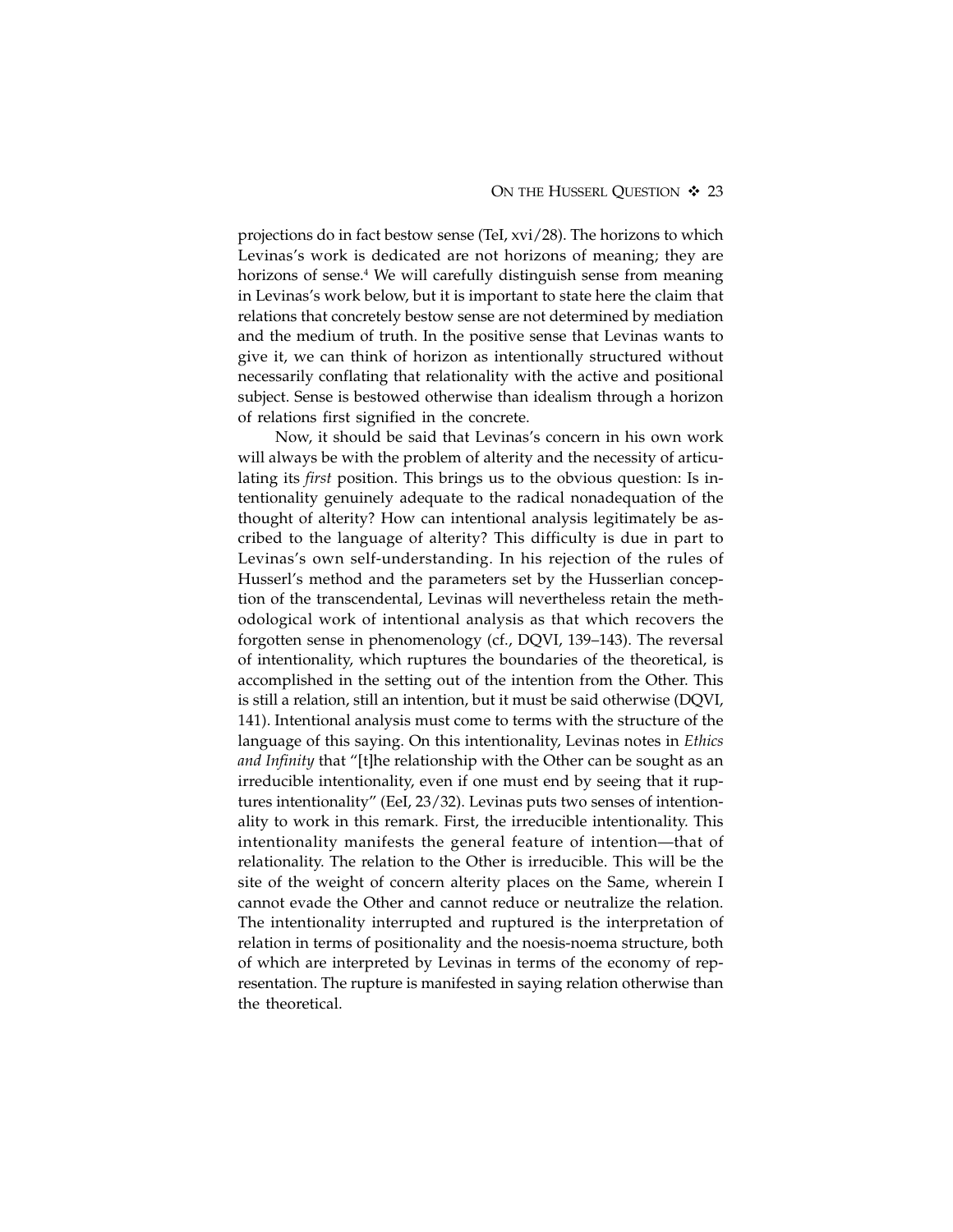projections do in fact bestow sense (TeI, xvi/28). The horizons to which Levinas's work is dedicated are not horizons of meaning; they are horizons of sense.[4] We will carefully distinguish sense from meaning in Levinas's work below, but it is important to state here the claim that relations that concretely bestow sense are not determined by mediation and the medium of truth. In the positive sense that Levinas wants to give it, we can think of horizon as intentionally structured without necessarily conflating that relationality with the active and positional subject. Sense is bestowed otherwise than idealism through a horizon of relations first signified in the concrete.

Now, it should be said that Levinas's concern in his own work will always be with the problem of alterity and the necessity of articulating its *first* position. This brings us to the obvious question: Is intentionality genuinely adequate to the radical nonadequation of the thought of alterity? How can intentional analysis legitimately be ascribed to the language of alterity? This difficulty is due in part to Levinas's own self-understanding. In his rejection of the rules of Husserl's method and the parameters set by the Husserlian conception of the transcendental, Levinas will nevertheless retain the methodological work of intentional analysis as that which recovers the forgotten sense in phenomenology (cf., DQVI, 139–143). The reversal of intentionality, which ruptures the boundaries of the theoretical, is accomplished in the setting out of the intention from the Other. This is still a relation, still an intention, but it must be said otherwise (DQVI, 141). Intentional analysis must come to terms with the structure of the language of this saying. On this intentionality, Levinas notes in *Ethics and Infinity* that "[t]he relationship with the Other can be sought as an irreducible intentionality, even if one must end by seeing that it ruptures intentionality" (EeI, 23/32). Levinas puts two senses of intentionality to work in this remark. First, the irreducible intentionality. This intentionality manifests the general feature of intention—that of relationality. The relation to the Other is irreducible. This will be the site of the weight of concern alterity places on the Same, wherein I cannot evade the Other and cannot reduce or neutralize the relation. The intentionality interrupted and ruptured is the interpretation of relation in terms of positionality and the noesis-noema structure, both of which are interpreted by Levinas in terms of the economy of representation. The rupture is manifested in saying relation otherwise than the theoretical.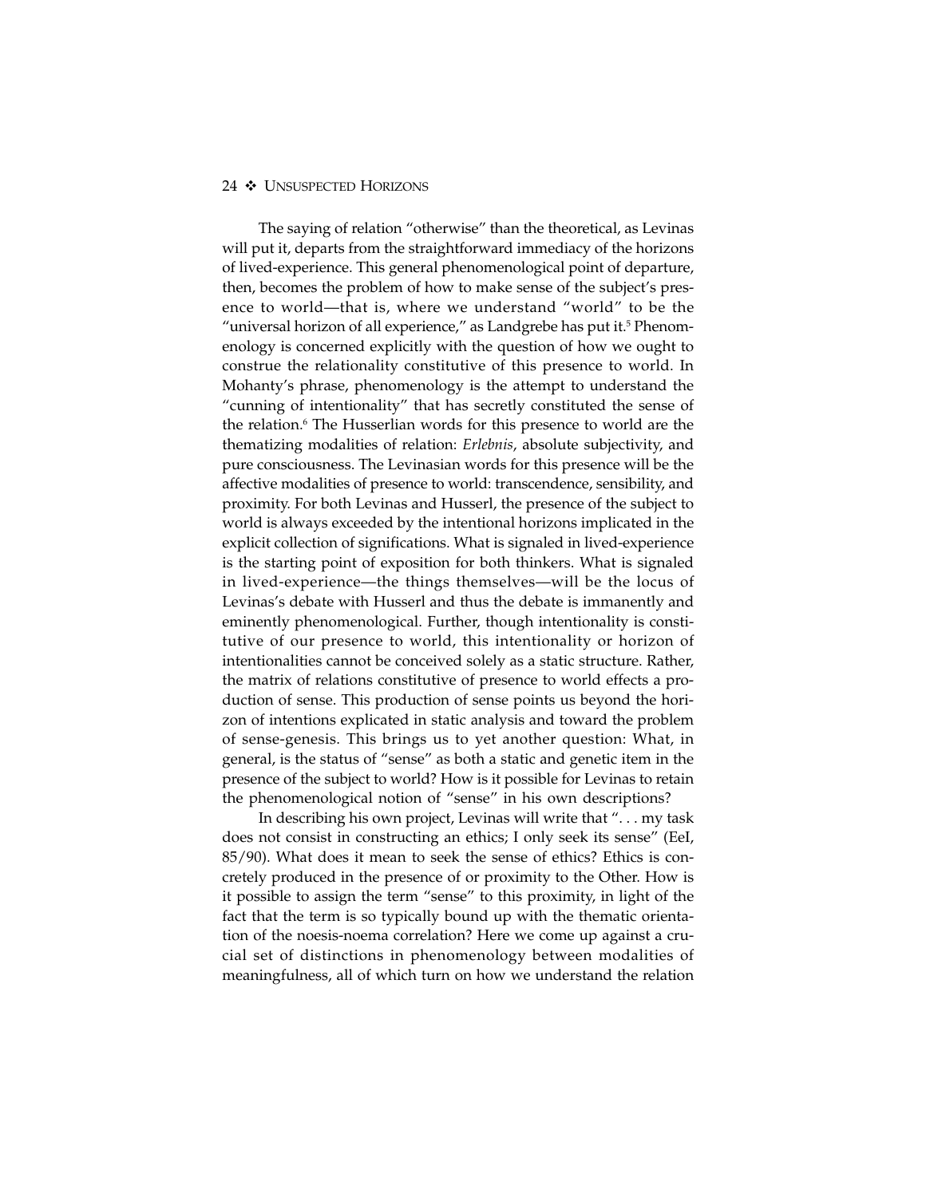The saying of relation "otherwise" than the theoretical, as Levinas will put it, departs from the straightforward immediacy of the horizons of lived-experience. This general phenomenological point of departure, then, becomes the problem of how to make sense of the subject's presence to world—that is, where we understand "world" to be the "universal horizon of all experience," as Landgrebe has put it.[5] Phenomenology is concerned explicitly with the question of how we ought to construe the relationality constitutive of this presence to world. In Mohanty's phrase, phenomenology is the attempt to understand the "cunning of intentionality" that has secretly constituted the sense of the relation.[6] The Husserlian words for this presence to world are the thematizing modalities of relation: *Erlebnis*, absolute subjectivity, and pure consciousness. The Levinasian words for this presence will be the affective modalities of presence to world: transcendence, sensibility, and proximity. For both Levinas and Husserl, the presence of the subject to world is always exceeded by the intentional horizons implicated in the explicit collection of significations. What is signaled in lived-experience is the starting point of exposition for both thinkers. What is signaled in lived-experience—the things themselves—will be the locus of Levinas's debate with Husserl and thus the debate is immanently and eminently phenomenological. Further, though intentionality is constitutive of our presence to world, this intentionality or horizon of intentionalities cannot be conceived solely as a static structure. Rather, the matrix of relations constitutive of presence to world effects a production of sense. This production of sense points us beyond the horizon of intentions explicated in static analysis and toward the problem of sense-genesis. This brings us to yet another question: What, in general, is the status of "sense" as both a static and genetic item in the presence of the subject to world? How is it possible for Levinas to retain the phenomenological notion of "sense" in his own descriptions?

In describing his own project, Levinas will write that ". . . my task does not consist in constructing an ethics; I only seek its sense" (EeI, 85/90). What does it mean to seek the sense of ethics? Ethics is concretely produced in the presence of or proximity to the Other. How is it possible to assign the term "sense" to this proximity, in light of the fact that the term is so typically bound up with the thematic orientation of the noesis-noema correlation? Here we come up against a crucial set of distinctions in phenomenology between modalities of meaningfulness, all of which turn on how we understand the relation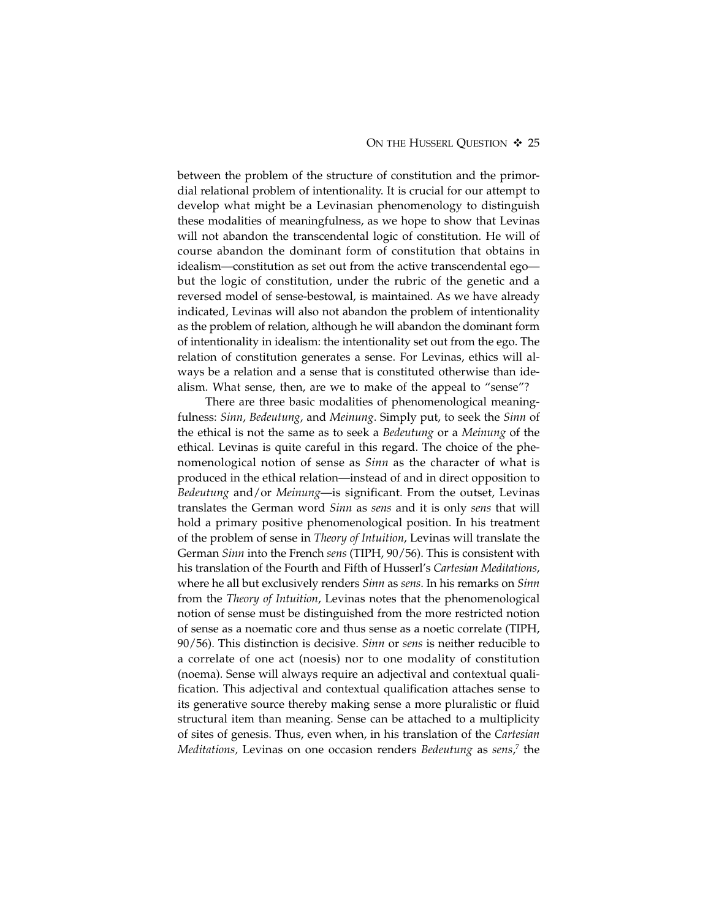between the problem of the structure of constitution and the primordial relational problem of intentionality. It is crucial for our attempt to develop what might be a Levinasian phenomenology to distinguish these modalities of meaningfulness, as we hope to show that Levinas will not abandon the transcendental logic of constitution. He will of course abandon the dominant form of constitution that obtains in idealism—constitution as set out from the active transcendental ego—but the logic of constitution, under the rubric of the genetic and a reversed model of sense-bestowal, is maintained. As we have already indicated, Levinas will also not abandon the problem of intentionality as the problem of relation, although he will abandon the dominant form of intentionality in idealism: the intentionality set out from the ego. The relation of constitution generates a sense. For Levinas, ethics will always be a relation and a sense that is constituted otherwise than idealism. What sense, then, are we to make of the appeal to "sense"?

There are three basic modalities of phenomenological meaningfulness: *Sinn*, *Bedeutung*, and *Meinung*. Simply put, to seek the *Sinn* of the ethical is not the same as to seek a *Bedeutung* or a *Meinung* of the ethical. Levinas is quite careful in this regard. The choice of the phenomenological notion of sense as *Sinn* as the character of what is produced in the ethical relation—instead of and in direct opposition to *Bedeutung* and/or *Meinung*—is significant. From the outset, Levinas translates the German word *Sinn* as *sens* and it is only *sens* that will hold a primary positive phenomenological position. In his treatment of the problem of sense in *Theory of Intuition*, Levinas will translate the German *Sinn* into the French *sens* (TIPH, 90/56). This is consistent with his translation of the Fourth and Fifth of Husserl's *Cartesian Meditations*, where he all but exclusively renders *Sinn* as *sens*. In his remarks on *Sinn* from the *Theory of Intuition*, Levinas notes that the phenomenological notion of sense must be distinguished from the more restricted notion of sense as a noematic core and thus sense as a noetic correlate (TIPH, 90/56). This distinction is decisive. *Sinn* or *sens* is neither reducible to a correlate of one act (noesis) nor to one modality of constitution (noema). Sense will always require an adjectival and contextual qualification. This adjectival and contextual qualification attaches sense to its generative source thereby making sense a more pluralistic or fluid structural item than meaning. Sense can be attached to a multiplicity of sites of genesis. Thus, even when, in his translation of the *Cartesian Meditations,* Levinas on one occasion renders *Bedeutung* as *sens*,[7] the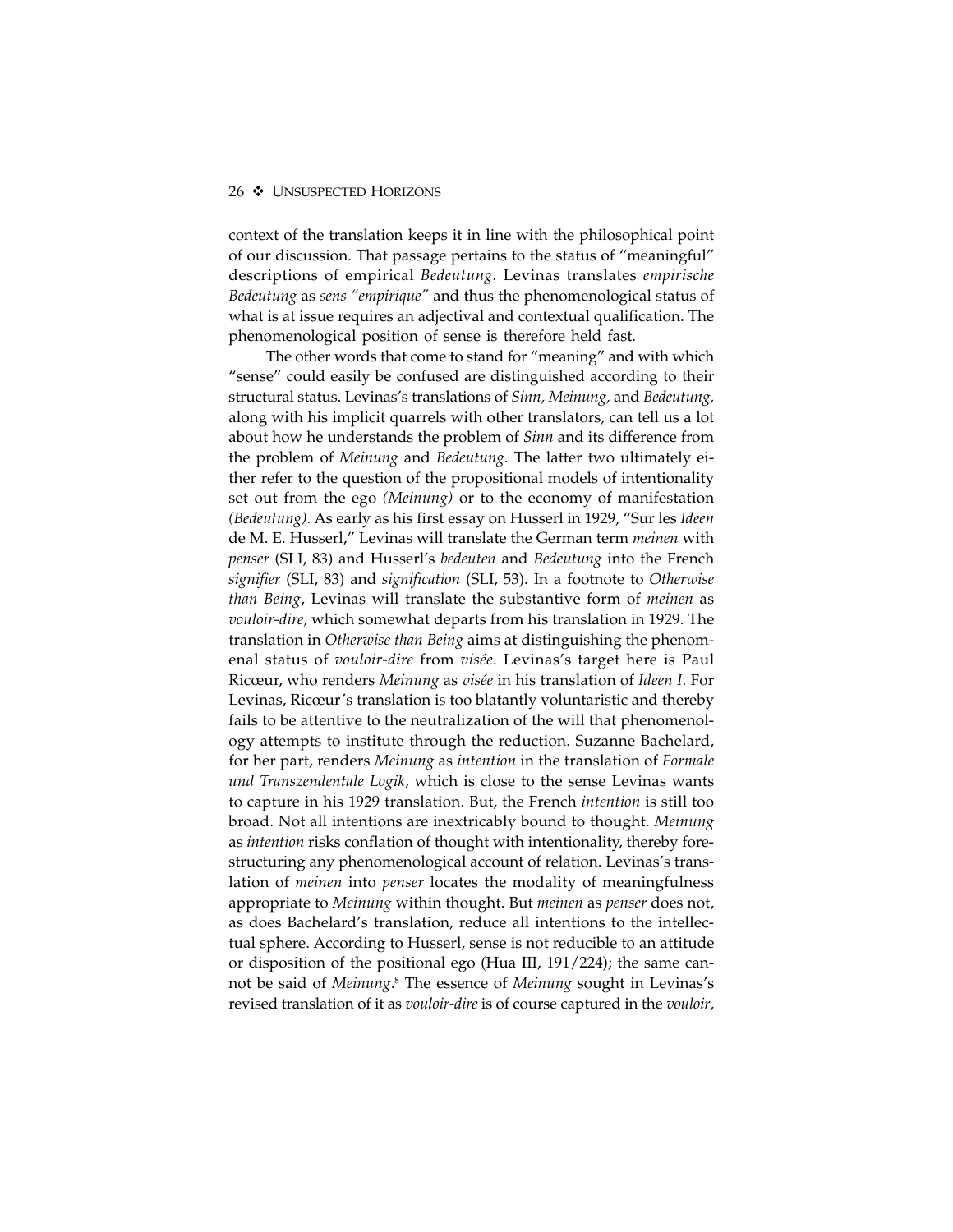context of the translation keeps it in line with the philosophical point of our discussion. That passage pertains to the status of "meaningful" descriptions of empirical *Bedeutung*. Levinas translates *empirische Bedeutung* as *sens "empirique"* and thus the phenomenological status of what is at issue requires an adjectival and contextual qualification. The phenomenological position of sense is therefore held fast.

The other words that come to stand for "meaning" and with which "sense" could easily be confused are distinguished according to their structural status. Levinas's translations of *Sinn, Meinung,* and *Bedeutung,* along with his implicit quarrels with other translators, can tell us a lot about how he understands the problem of *Sinn* and its difference from the problem of *Meinung* and *Bedeutung.* The latter two ultimately either refer to the question of the propositional models of intentionality set out from the ego *(Meinung)* or to the economy of manifestation *(Bedeutung)*. As early as his first essay on Husserl in 1929, "Sur les *Ideen* de M. E. Husserl," Levinas will translate the German term *meinen* with *penser* (SLI, 83) and Husserl's *bedeuten* and *Bedeutung* into the French *signifier* (SLI, 83) and *signification* (SLI, 53). In a footnote to *Otherwise than Being*, Levinas will translate the substantive form of *meinen* as *vouloir-dire,* which somewhat departs from his translation in 1929. The translation in *Otherwise than Being* aims at distinguishing the phenomenal status of *vouloir-dire* from *visée*. Levinas's target here is Paul Ricœur, who renders *Meinung* as *visée* in his translation of *Ideen I*. For Levinas, Ricœur's translation is too blatantly voluntaristic and thereby fails to be attentive to the neutralization of the will that phenomenology attempts to institute through the reduction. Suzanne Bachelard, for her part, renders *Meinung* as *intention* in the translation of *Formale und Transzendentale Logik*, which is close to the sense Levinas wants to capture in his 1929 translation. But, the French *intention* is still too broad. Not all intentions are inextricably bound to thought. *Meinung* as *intention* risks conflation of thought with intentionality, thereby forestructuring any phenomenological account of relation. Levinas's translation of *meinen* into *penser* locates the modality of meaningfulness appropriate to *Meinung* within thought. But *meinen* as *penser* does not, as does Bachelard's translation, reduce all intentions to the intellectual sphere. According to Husserl, sense is not reducible to an attitude or disposition of the positional ego (Hua III, 191/224); the same cannot be said of *Meinung*.[8] The essence of *Meinung* sought in Levinas's revised translation of it as *vouloir-dire* is of course captured in the *vouloir*,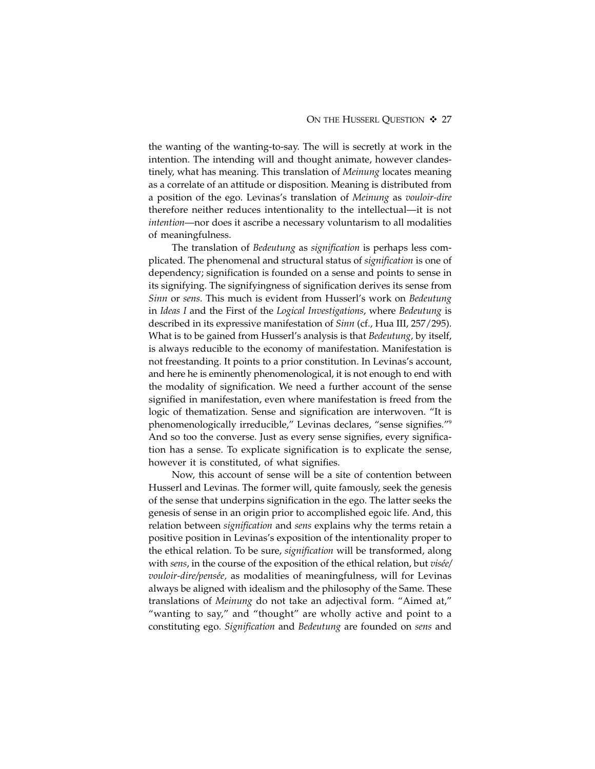the wanting of the wanting-to-say. The will is secretly at work in the intention. The intending will and thought animate, however clandestinely, what has meaning. This translation of *Meinung* locates meaning as a correlate of an attitude or disposition. Meaning is distributed from a position of the ego. Levinas's translation of *Meinung* as *vouloir-dire* therefore neither reduces intentionality to the intellectual—it is not *intention*—nor does it ascribe a necessary voluntarism to all modalities of meaningfulness.

The translation of *Bedeutung* as *signification* is perhaps less complicated. The phenomenal and structural status of *signification* is one of dependency; signification is founded on a sense and points to sense in its signifying. The signifyingness of signification derives its sense from *Sinn* or *sens*. This much is evident from Husserl's work on *Bedeutung* in *Ideas I* and the First of the *Logical Investigations*, where *Bedeutung* is described in its expressive manifestation of *Sinn* (cf., Hua III, 257/295). What is to be gained from Husserl's analysis is that *Bedeutung,* by itself, is always reducible to the economy of manifestation. Manifestation is not freestanding. It points to a prior constitution. In Levinas's account, and here he is eminently phenomenological, it is not enough to end with the modality of signification. We need a further account of the sense signified in manifestation, even where manifestation is freed from the logic of thematization. Sense and signification are interwoven. "It is phenomenologically irreducible," Levinas declares, "sense signifies."[9] And so too the converse. Just as every sense signifies, every signification has a sense. To explicate signification is to explicate the sense, however it is constituted, of what signifies.

Now, this account of sense will be a site of contention between Husserl and Levinas. The former will, quite famously, seek the genesis of the sense that underpins signification in the ego. The latter seeks the genesis of sense in an origin prior to accomplished egoic life. And, this relation between *signification* and *sens* explains why the terms retain a positive position in Levinas's exposition of the intentionality proper to the ethical relation. To be sure, *signification* will be transformed, along with *sens*, in the course of the exposition of the ethical relation, but *visée/vouloir-dire/pensée,* as modalities of meaningfulness, will for Levinas always be aligned with idealism and the philosophy of the Same. These translations of *Meinung* do not take an adjectival form. "Aimed at," "wanting to say," and "thought" are wholly active and point to a constituting ego. *Signification* and *Bedeutung* are founded on *sens* and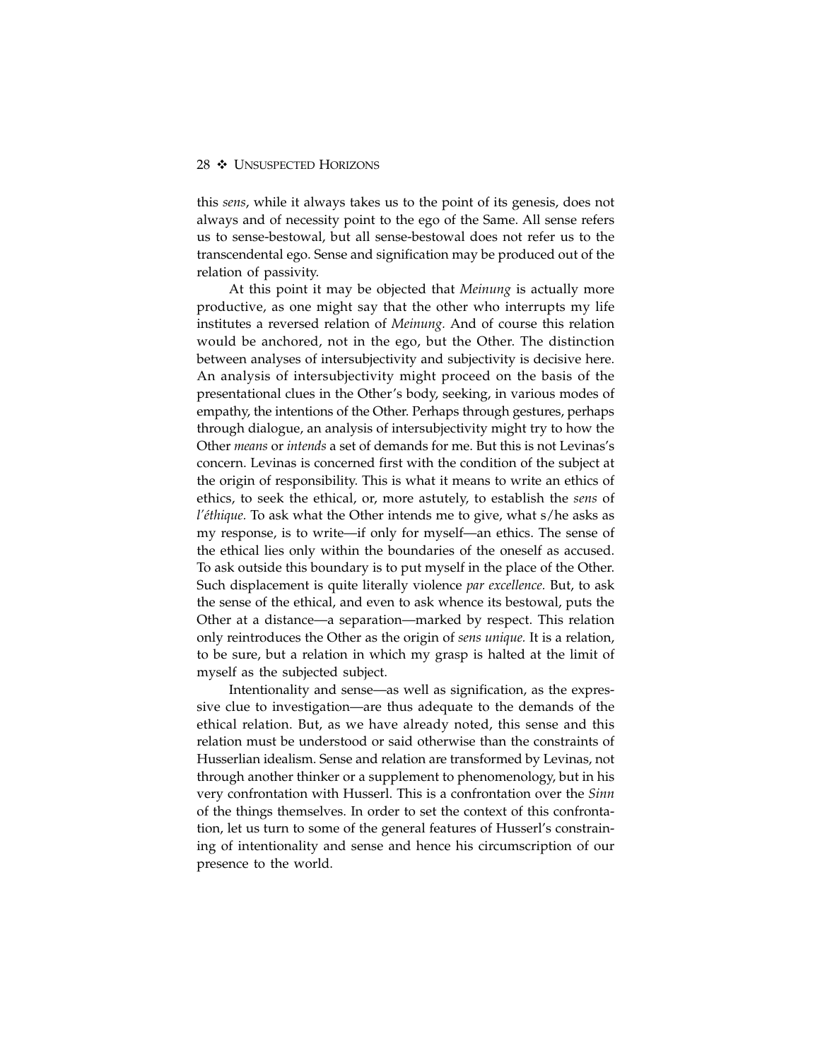this *sens*, while it always takes us to the point of its genesis, does not always and of necessity point to the ego of the Same. All sense refers us to sense-bestowal, but all sense-bestowal does not refer us to the transcendental ego. Sense and signification may be produced out of the relation of passivity.

At this point it may be objected that *Meinung* is actually more productive, as one might say that the other who interrupts my life institutes a reversed relation of *Meinung*. And of course this relation would be anchored, not in the ego, but the Other. The distinction between analyses of intersubjectivity and subjectivity is decisive here. An analysis of intersubjectivity might proceed on the basis of the presentational clues in the Other's body, seeking, in various modes of empathy, the intentions of the Other. Perhaps through gestures, perhaps through dialogue, an analysis of intersubjectivity might try to how the Other *means* or *intends* a set of demands for me. But this is not Levinas's concern. Levinas is concerned first with the condition of the subject at the origin of responsibility. This is what it means to write an ethics of ethics, to seek the ethical, or, more astutely, to establish the *sens* of *l'éthique*. To ask what the Other intends me to give, what s/he asks as my response, is to write—if only for myself—an ethics. The sense of the ethical lies only within the boundaries of the oneself as accused. To ask outside this boundary is to put myself in the place of the Other. Such displacement is quite literally violence *par excellence*. But, to ask the sense of the ethical, and even to ask whence its bestowal, puts the Other at a distance—a separation—marked by respect. This relation only reintroduces the Other as the origin of *sens unique*. It is a relation, to be sure, but a relation in which my grasp is halted at the limit of myself as the subjected subject.

Intentionality and sense—as well as signification, as the expressive clue to investigation—are thus adequate to the demands of the ethical relation. But, as we have already noted, this sense and this relation must be understood or said otherwise than the constraints of Husserlian idealism. Sense and relation are transformed by Levinas, not through another thinker or a supplement to phenomenology, but in his very confrontation with Husserl. This is a confrontation over the *Sinn* of the things themselves. In order to set the context of this confrontation, let us turn to some of the general features of Husserl's constraining of intentionality and sense and hence his circumscription of our presence to the world.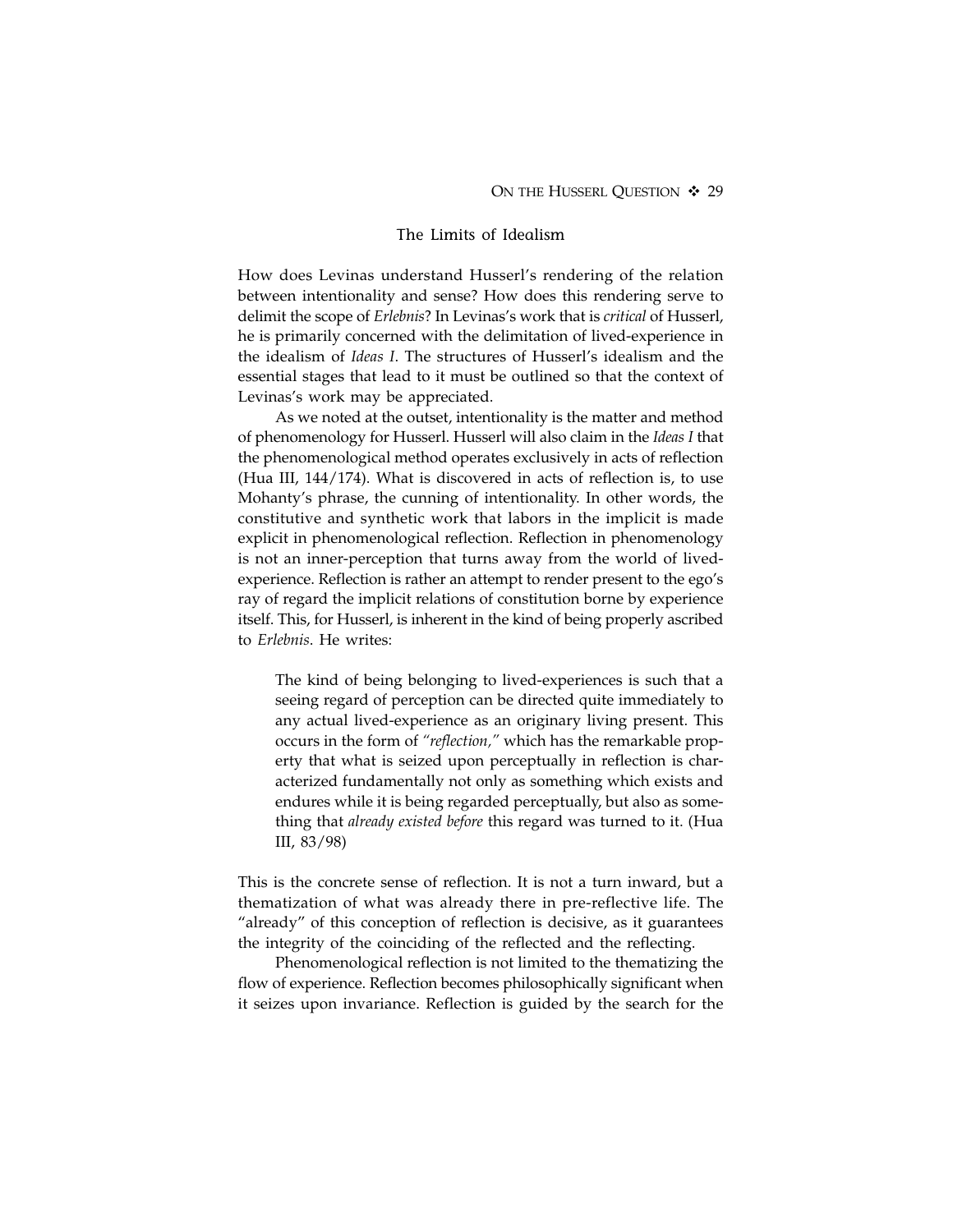## The Limits of Idealism

How does Levinas understand Husserl's rendering of the relation between intentionality and sense? How does this rendering serve to delimit the scope of *Erlebnis*? In Levinas's work that is *critical* of Husserl, he is primarily concerned with the delimitation of lived-experience in the idealism of *Ideas I*. The structures of Husserl's idealism and the essential stages that lead to it must be outlined so that the context of Levinas's work may be appreciated.

As we noted at the outset, intentionality is the matter and method of phenomenology for Husserl. Husserl will also claim in the *Ideas I* that the phenomenological method operates exclusively in acts of reflection (Hua III, 144/174). What is discovered in acts of reflection is, to use Mohanty's phrase, the cunning of intentionality. In other words, the constitutive and synthetic work that labors in the implicit is made explicit in phenomenological reflection. Reflection in phenomenology is not an inner-perception that turns away from the world of lived-experience. Reflection is rather an attempt to render present to the ego's ray of regard the implicit relations of constitution borne by experience itself. This, for Husserl, is inherent in the kind of being properly ascribed to *Erlebnis*. He writes:

> The kind of being belonging to lived-experiences is such that a seeing regard of perception can be directed quite immediately to any actual lived-experience as an originary living present. This occurs in the form of *"reflection,"* which has the remarkable property that what is seized upon perceptually in reflection is characterized fundamentally not only as something which exists and endures while it is being regarded perceptually, but also as something that *already existed before* this regard was turned to it. (Hua III, 83/98)

This is the concrete sense of reflection. It is not a turn inward, but a thematization of what was already there in pre-reflective life. The "already" of this conception of reflection is decisive, as it guarantees the integrity of the coinciding of the reflected and the reflecting.

Phenomenological reflection is not limited to the thematizing the flow of experience. Reflection becomes philosophically significant when it seizes upon invariance. Reflection is guided by the search for the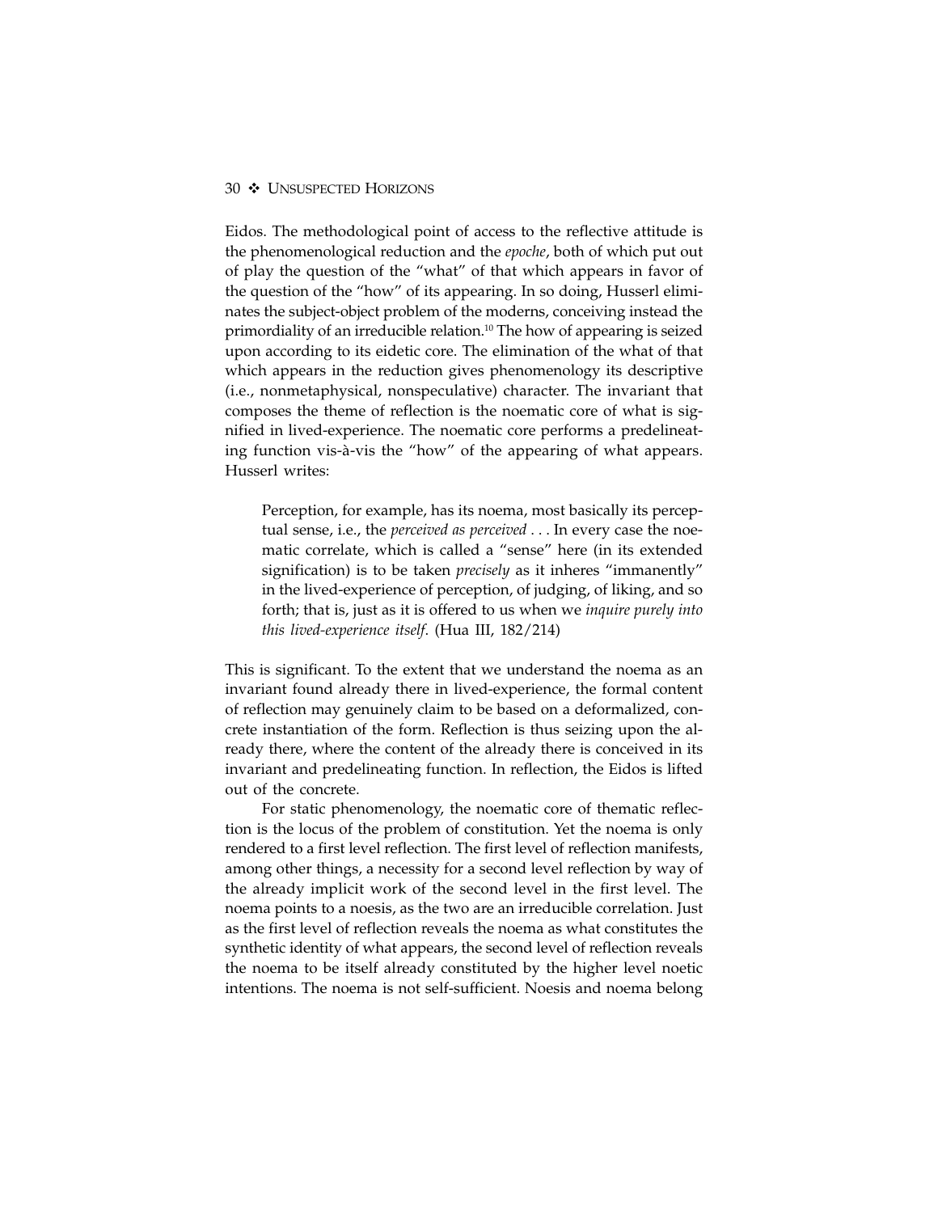Eidos. The methodological point of access to the reflective attitude is the phenomenological reduction and the *epoche*, both of which put out of play the question of the "what" of that which appears in favor of the question of the "how" of its appearing. In so doing, Husserl eliminates the subject-object problem of the moderns, conceiving instead the primordiality of an irreducible relation.[10] The how of appearing is seized upon according to its eidetic core. The elimination of the what of that which appears in the reduction gives phenomenology its descriptive (i.e., nonmetaphysical, nonspeculative) character. The invariant that composes the theme of reflection is the noematic core of what is signified in lived-experience. The noematic core performs a predelineating function vis-à-vis the "how" of the appearing of what appears. Husserl writes:

> Perception, for example, has its noema, most basically its perceptual sense, i.e., the *perceived as perceived* . . . In every case the noematic correlate, which is called a "sense" here (in its extended signification) is to be taken *precisely* as it inheres "immanently" in the lived-experience of perception, of judging, of liking, and so forth; that is, just as it is offered to us when we *inquire purely into this lived-experience itself*. (Hua III, 182/214)

This is significant. To the extent that we understand the noema as an invariant found already there in lived-experience, the formal content of reflection may genuinely claim to be based on a deformalized, concrete instantiation of the form. Reflection is thus seizing upon the already there, where the content of the already there is conceived in its invariant and predelineating function. In reflection, the Eidos is lifted out of the concrete.

For static phenomenology, the noematic core of thematic reflection is the locus of the problem of constitution. Yet the noema is only rendered to a first level reflection. The first level of reflection manifests, among other things, a necessity for a second level reflection by way of the already implicit work of the second level in the first level. The noema points to a noesis, as the two are an irreducible correlation. Just as the first level of reflection reveals the noema as what constitutes the synthetic identity of what appears, the second level of reflection reveals the noema to be itself already constituted by the higher level noetic intentions. The noema is not self-sufficient. Noesis and noema belong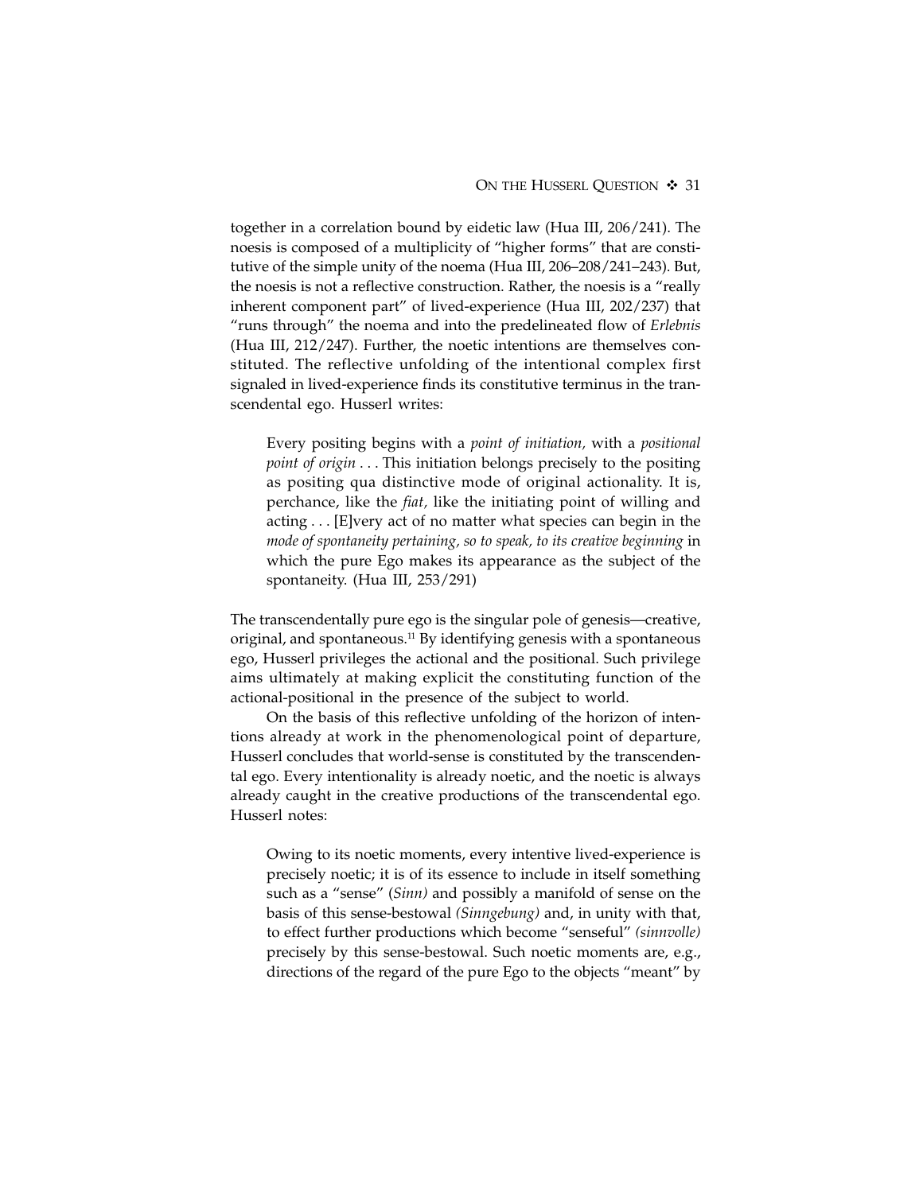together in a correlation bound by eidetic law (Hua III, 206/241). The noesis is composed of a multiplicity of "higher forms" that are constitutive of the simple unity of the noema (Hua III, 206–208/241–243). But, the noesis is not a reflective construction. Rather, the noesis is a "really inherent component part" of lived-experience (Hua III, 202/237) that "runs through" the noema and into the predelineated flow of *Erlebnis* (Hua III, 212/247). Further, the noetic intentions are themselves constituted. The reflective unfolding of the intentional complex first signaled in lived-experience finds its constitutive terminus in the transcendental ego. Husserl writes:

> Every positing begins with a *point of initiation,* with a *positional point of origin* . . . This initiation belongs precisely to the positing as positing qua distinctive mode of original actionality. It is, perchance, like the *fiat,* like the initiating point of willing and acting . . . [E]very act of no matter what species can begin in the *mode of spontaneity pertaining, so to speak, to its creative beginning* in which the pure Ego makes its appearance as the subject of the spontaneity. (Hua III, 253/291)

The transcendentally pure ego is the singular pole of genesis—creative, original, and spontaneous.[11] By identifying genesis with a spontaneous ego, Husserl privileges the actional and the positional. Such privilege aims ultimately at making explicit the constituting function of the actional-positional in the presence of the subject to world.

On the basis of this reflective unfolding of the horizon of intentions already at work in the phenomenological point of departure, Husserl concludes that world-sense is constituted by the transcendental ego. Every intentionality is already noetic, and the noetic is always already caught in the creative productions of the transcendental ego. Husserl notes:

> Owing to its noetic moments, every intentive lived-experience is precisely noetic; it is of its essence to include in itself something such as a "sense" (*Sinn)* and possibly a manifold of sense on the basis of this sense-bestowal *(Sinngebung)* and, in unity with that, to effect further productions which become "senseful" *(sinnvolle)* precisely by this sense-bestowal. Such noetic moments are, e.g., directions of the regard of the pure Ego to the objects "meant" by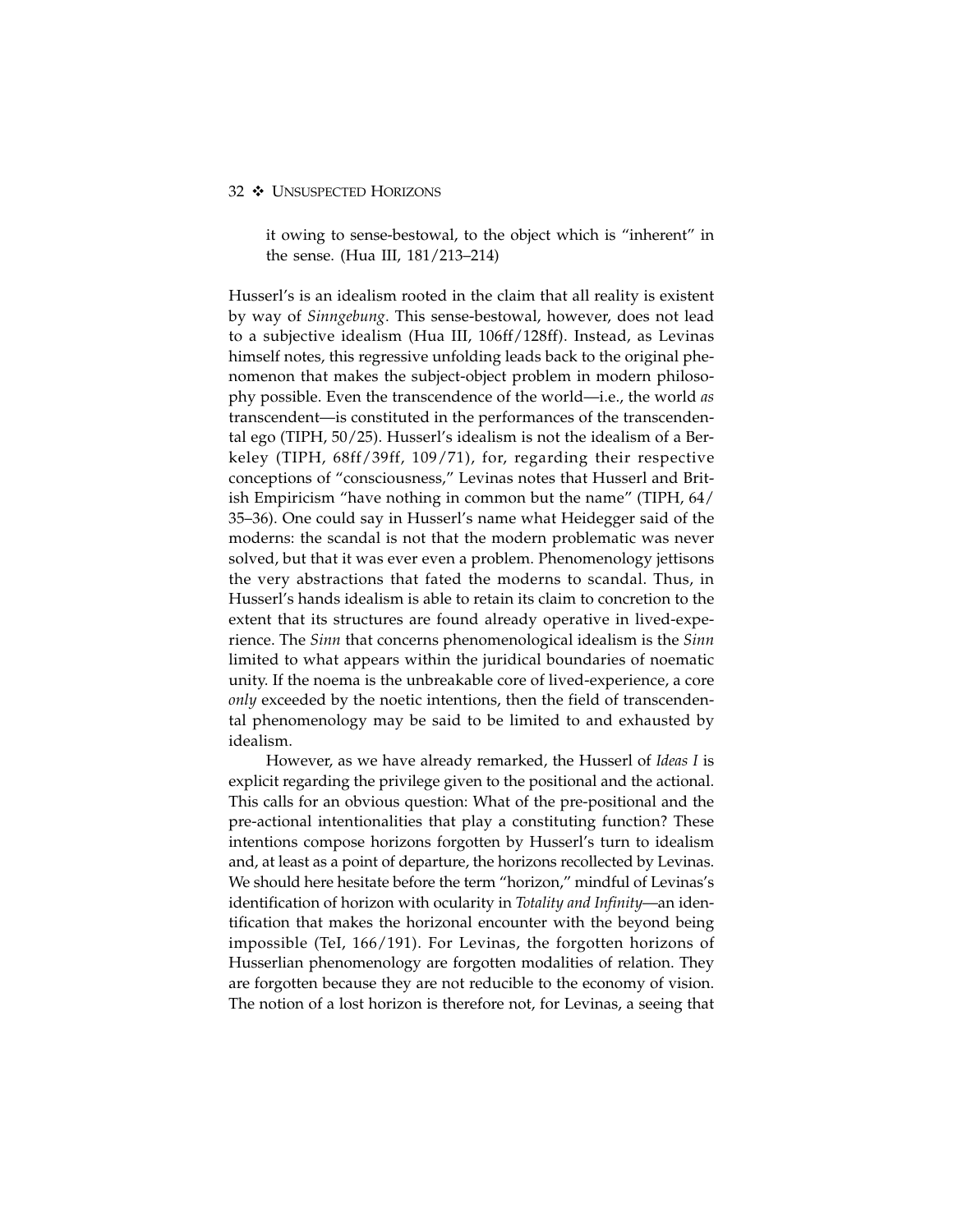it owing to sense-bestowal, to the object which is "inherent" in the sense. (Hua III, 181/213–214)

Husserl's is an idealism rooted in the claim that all reality is existent by way of *Sinngebung*. This sense-bestowal, however, does not lead to a subjective idealism (Hua III, 106ff/128ff). Instead, as Levinas himself notes, this regressive unfolding leads back to the original phenomenon that makes the subject-object problem in modern philosophy possible. Even the transcendence of the world—i.e., the world *as* transcendent—is constituted in the performances of the transcendental ego (TIPH, 50/25). Husserl's idealism is not the idealism of a Berkeley (TIPH, 68ff/39ff, 109/71), for, regarding their respective conceptions of "consciousness," Levinas notes that Husserl and British Empiricism "have nothing in common but the name" (TIPH, 64/35–36). One could say in Husserl's name what Heidegger said of the moderns: the scandal is not that the modern problematic was never solved, but that it was ever even a problem. Phenomenology jettisons the very abstractions that fated the moderns to scandal. Thus, in Husserl's hands idealism is able to retain its claim to concretion to the extent that its structures are found already operative in lived-experience. The *Sinn* that concerns phenomenological idealism is the *Sinn* limited to what appears within the juridical boundaries of noematic unity. If the noema is the unbreakable core of lived-experience, a core *only* exceeded by the noetic intentions, then the field of transcendental phenomenology may be said to be limited to and exhausted by idealism.

However, as we have already remarked, the Husserl of *Ideas I* is explicit regarding the privilege given to the positional and the actional. This calls for an obvious question: What of the pre-positional and the pre-actional intentionalities that play a constituting function? These intentions compose horizons forgotten by Husserl's turn to idealism and, at least as a point of departure, the horizons recollected by Levinas. We should here hesitate before the term "horizon," mindful of Levinas's identification of horizon with ocularity in *Totality and Infinity*—an identification that makes the horizonal encounter with the beyond being impossible (TeI, 166/191). For Levinas, the forgotten horizons of Husserlian phenomenology are forgotten modalities of relation. They are forgotten because they are not reducible to the economy of vision. The notion of a lost horizon is therefore not, for Levinas, a seeing that